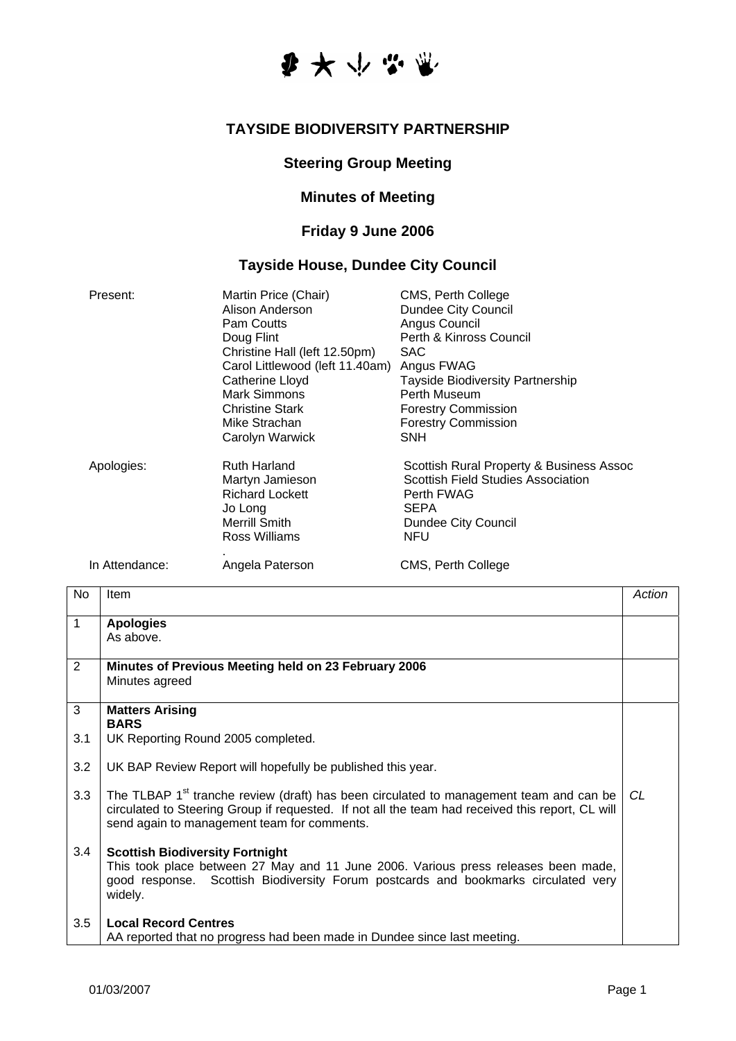## TAYSIDE BIODIVERSITY PARTNERSHIP

### Steering Group Meeting

### Minutes of Meeting

### Friday 9 June 2006

### Tayside House, Dundee City Council

| | | |
|---|---|---|
| Present: | Martin Price (Chair) | CMS, Perth College |
| | Alison Anderson | Dundee City Council |
| | Pam Coutts | Angus Council |
| | Doug Flint | Perth & Kinross Council |
| | Christine Hall (left 12.50pm) | SAC |
| | Carol Littlewood (left 11.40am) | Angus FWAG |
| | Catherine Lloyd | Tayside Biodiversity Partnership |
| | Mark Simmons | Perth Museum |
| | Christine Stark | Forestry Commission |
| | Mike Strachan | Forestry Commission |
| | Carolyn Warwick | SNH |
| Apologies: | Ruth Harland | Scottish Rural Property & Business Assoc |
| | Martyn Jamieson | Scottish Field Studies Association |
| | Richard Lockett | Perth FWAG |
| | Jo Long | SEPA |
| | Merrill Smith | Dundee City Council |
| | Ross Williams | NFU |
| In Attendance: | Angela Paterson | CMS, Perth College |

| No | Item | *Action* |
|---|---|---|
| 1 | **Apologies**<br>As above. | |
| 2 | **Minutes of Previous Meeting held on 23 February 2006**<br>Minutes agreed | |
| 3 | **Matters Arising**<br>**BARS** | |
| 3.1 | UK Reporting Round 2005 completed. | |
| 3.2 | UK BAP Review Report will hopefully be published this year. | |
| 3.3 | The TLBAP 1st tranche review (draft) has been circulated to management team and can be circulated to Steering Group if requested. If not all the team had received this report, CL will send again to management team for comments. | *CL* |
| 3.4 | **Scottish Biodiversity Fortnight**<br>This took place between 27 May and 11 June 2006. Various press releases been made, good response. Scottish Biodiversity Forum postcards and bookmarks circulated very widely. | |
| 3.5 | **Local Record Centres**<br>AA reported that no progress had been made in Dundee since last meeting. | |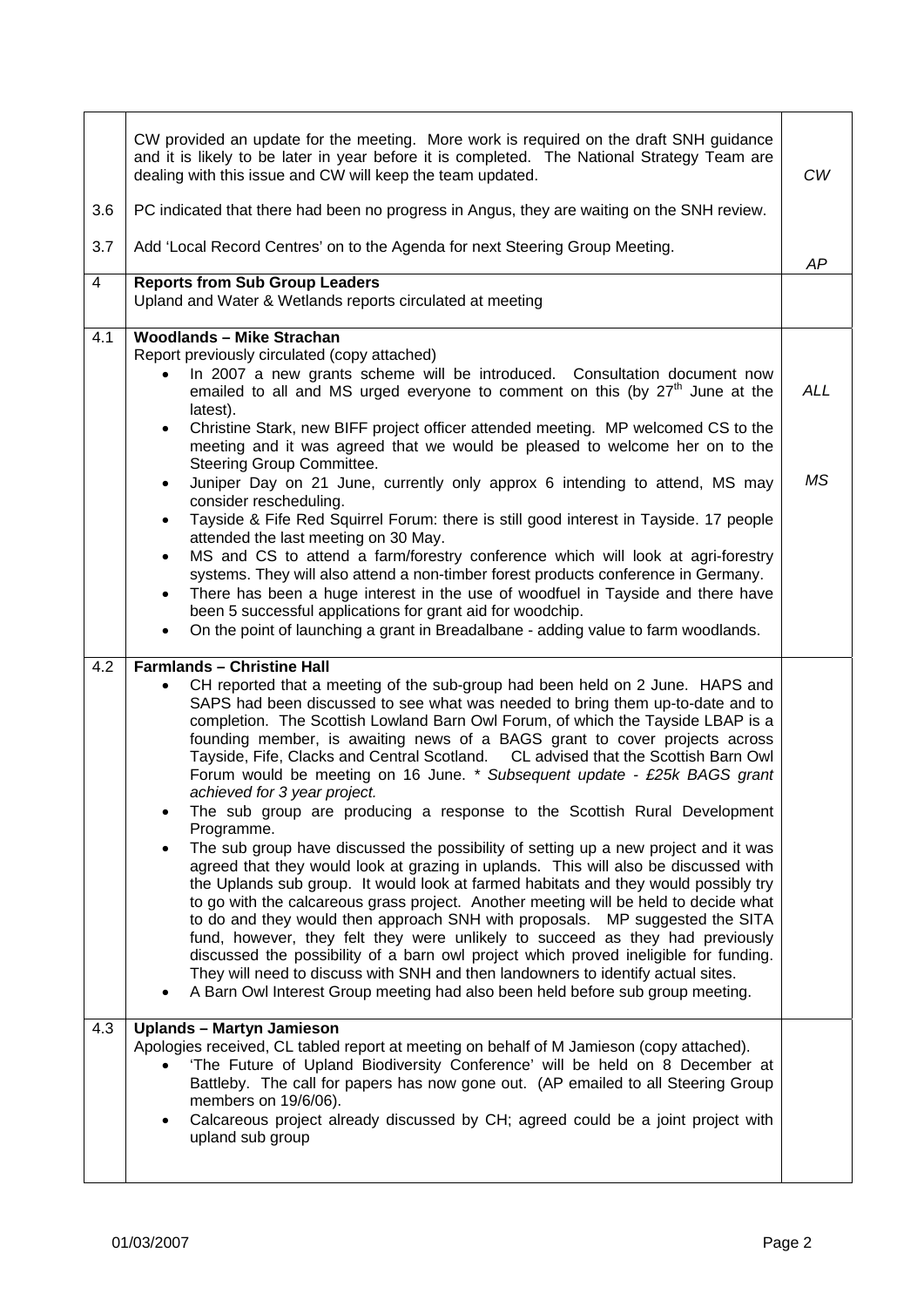| | | |
|---|---|---|
| | CW provided an update for the meeting. More work is required on the draft SNH guidance and it is likely to be later in year before it is completed. The National Strategy Team are dealing with this issue and CW will keep the team updated. | *CW* |
| 3.6 | PC indicated that there had been no progress in Angus, they are waiting on the SNH review. | |
| 3.7 | Add 'Local Record Centres' on to the Agenda for next Steering Group Meeting. | *AP* |
| 4 | **Reports from Sub Group Leaders**<br>Upland and Water & Wetlands reports circulated at meeting | |
| 4.1 | **Woodlands – Mike Strachan**<br>Report previously circulated (copy attached)<br>• In 2007 a new grants scheme will be introduced. Consultation document now emailed to all and MS urged everyone to comment on this (by 27th June at the latest).<br>• Christine Stark, new BIFF project officer attended meeting. MP welcomed CS to the meeting and it was agreed that we would be pleased to welcome her on to the Steering Group Committee.<br>• Juniper Day on 21 June, currently only approx 6 intending to attend, MS may consider rescheduling.<br>• Tayside & Fife Red Squirrel Forum: there is still good interest in Tayside. 17 people attended the last meeting on 30 May.<br>• MS and CS to attend a farm/forestry conference which will look at agri-forestry systems. They will also attend a non-timber forest products conference in Germany.<br>• There has been a huge interest in the use of woodfuel in Tayside and there have been 5 successful applications for grant aid for woodchip.<br>• On the point of launching a grant in Breadalbane - adding value to farm woodlands. | *ALL*<br><br>*MS* |
| 4.2 | **Farmlands – Christine Hall**<br>• CH reported that a meeting of the sub-group had been held on 2 June. HAPS and SAPS had been discussed to see what was needed to bring them up-to-date and to completion. The Scottish Lowland Barn Owl Forum, of which the Tayside LBAP is a founding member, is awaiting news of a BAGS grant to cover projects across Tayside, Fife, Clacks and Central Scotland. CL advised that the Scottish Barn Owl Forum would be meeting on 16 June. * *Subsequent update - £25k BAGS grant achieved for 3 year project.*<br>• The sub group are producing a response to the Scottish Rural Development Programme.<br>• The sub group have discussed the possibility of setting up a new project and it was agreed that they would look at grazing in uplands. This will also be discussed with the Uplands sub group. It would look at farmed habitats and they would possibly try to go with the calcareous grass project. Another meeting will be held to decide what to do and they would then approach SNH with proposals. MP suggested the SITA fund, however, they felt they were unlikely to succeed as they had previously discussed the possibility of a barn owl project which proved ineligible for funding. They will need to discuss with SNH and then landowners to identify actual sites.<br>• A Barn Owl Interest Group meeting had also been held before sub group meeting. | |
| 4.3 | **Uplands – Martyn Jamieson**<br>Apologies received, CL tabled report at meeting on behalf of M Jamieson (copy attached).<br>• 'The Future of Upland Biodiversity Conference' will be held on 8 December at Battleby. The call for papers has now gone out. (AP emailed to all Steering Group members on 19/6/06).<br>• Calcareous project already discussed by CH; agreed could be a joint project with upland sub group | |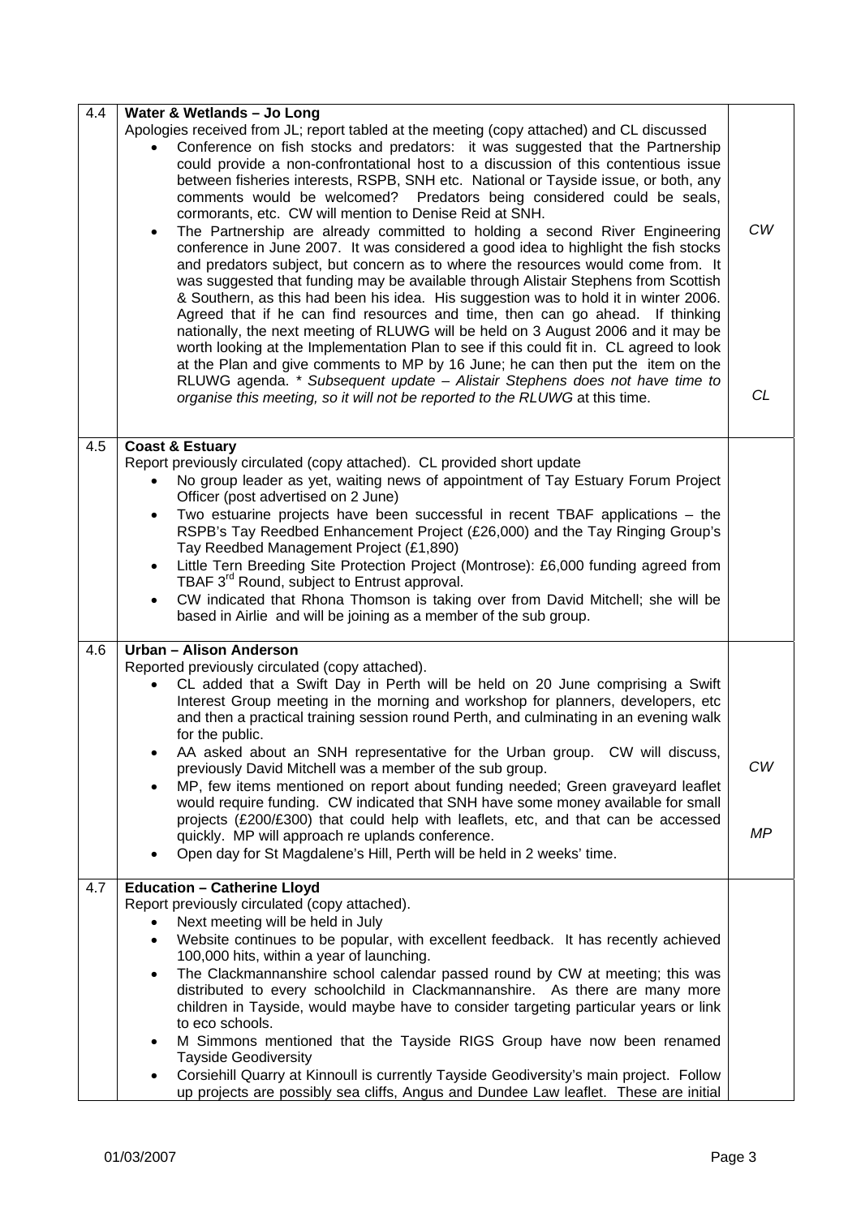| | | |
|---|---|---|
| 4.4 | **Water & Wetlands – Jo Long**<br>Apologies received from JL; report tabled at the meeting (copy attached) and CL discussed<br>• Conference on fish stocks and predators: it was suggested that the Partnership could provide a non-confrontational host to a discussion of this contentious issue between fisheries interests, RSPB, SNH etc. National or Tayside issue, or both, any comments would be welcomed? Predators being considered could be seals, cormorants, etc. CW will mention to Denise Reid at SNH.<br>• The Partnership are already committed to holding a second River Engineering conference in June 2007. It was considered a good idea to highlight the fish stocks and predators subject, but concern as to where the resources would come from. It was suggested that funding may be available through Alistair Stephens from Scottish & Southern, as this had been his idea. His suggestion was to hold it in winter 2006. Agreed that if he can find resources and time, then can go ahead. If thinking nationally, the next meeting of RLUWG will be held on 3 August 2006 and it may be worth looking at the Implementation Plan to see if this could fit in. CL agreed to look at the Plan and give comments to MP by 16 June; he can then put the item on the RLUWG agenda. *\* Subsequent update – Alistair Stephens does not have time to organise this meeting, so it will not be reported to the RLUWG* at this time. | *CW*<br><br>*CL* |
| 4.5 | **Coast & Estuary**<br>Report previously circulated (copy attached). CL provided short update<br>• No group leader as yet, waiting news of appointment of Tay Estuary Forum Project Officer (post advertised on 2 June)<br>• Two estuarine projects have been successful in recent TBAF applications – the RSPB's Tay Reedbed Enhancement Project (£26,000) and the Tay Ringing Group's Tay Reedbed Management Project (£1,890)<br>• Little Tern Breeding Site Protection Project (Montrose): £6,000 funding agreed from TBAF 3rd Round, subject to Entrust approval.<br>• CW indicated that Rhona Thomson is taking over from David Mitchell; she will be based in Airlie and will be joining as a member of the sub group. | |
| 4.6 | **Urban – Alison Anderson**<br>Reported previously circulated (copy attached).<br>• CL added that a Swift Day in Perth will be held on 20 June comprising a Swift Interest Group meeting in the morning and workshop for planners, developers, etc and then a practical training session round Perth, and culminating in an evening walk for the public.<br>• AA asked about an SNH representative for the Urban group. CW will discuss, previously David Mitchell was a member of the sub group.<br>• MP, few items mentioned on report about funding needed; Green graveyard leaflet would require funding. CW indicated that SNH have some money available for small projects (£200/£300) that could help with leaflets, etc, and that can be accessed quickly. MP will approach re uplands conference.<br>• Open day for St Magdalene's Hill, Perth will be held in 2 weeks' time. | *CW*<br><br>*MP* |
| 4.7 | **Education – Catherine Lloyd**<br>Report previously circulated (copy attached).<br>• Next meeting will be held in July<br>• Website continues to be popular, with excellent feedback. It has recently achieved 100,000 hits, within a year of launching.<br>• The Clackmannanshire school calendar passed round by CW at meeting; this was distributed to every schoolchild in Clackmannanshire. As there are many more children in Tayside, would maybe have to consider targeting particular years or link to eco schools.<br>• M Simmons mentioned that the Tayside RIGS Group have now been renamed Tayside Geodiversity<br>• Corsiehill Quarry at Kinnoull is currently Tayside Geodiversity's main project. Follow up projects are possibly sea cliffs, Angus and Dundee Law leaflet. These are initial | |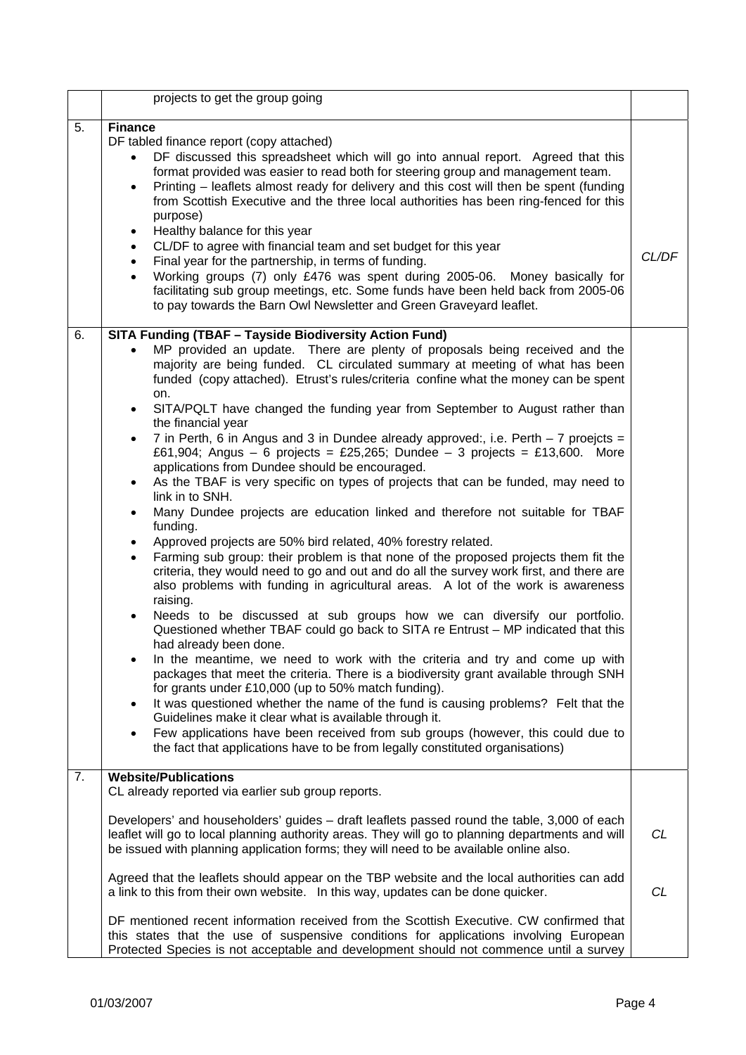| | | |
|---|---|---|
| | projects to get the group going | |
| 5. | **Finance**<br>DF tabled finance report (copy attached)<br>• DF discussed this spreadsheet which will go into annual report. Agreed that this format provided was easier to read both for steering group and management team.<br>• Printing – leaflets almost ready for delivery and this cost will then be spent (funding from Scottish Executive and the three local authorities has been ring-fenced for this purpose)<br>• Healthy balance for this year<br>• CL/DF to agree with financial team and set budget for this year<br>• Final year for the partnership, in terms of funding.<br>• Working groups (7) only £476 was spent during 2005-06. Money basically for facilitating sub group meetings, etc. Some funds have been held back from 2005-06 to pay towards the Barn Owl Newsletter and Green Graveyard leaflet. | *CL/DF* |
| 6. | **SITA Funding (TBAF – Tayside Biodiversity Action Fund)**<br>• MP provided an update. There are plenty of proposals being received and the majority are being funded. CL circulated summary at meeting of what has been funded (copy attached). Etrust's rules/criteria confine what the money can be spent on.<br>• SITA/PQLT have changed the funding year from September to August rather than the financial year<br>• 7 in Perth, 6 in Angus and 3 in Dundee already approved:, i.e. Perth – 7 proejcts = £61,904; Angus – 6 projects = £25,265; Dundee – 3 projects = £13,600. More applications from Dundee should be encouraged.<br>• As the TBAF is very specific on types of projects that can be funded, may need to link in to SNH.<br>• Many Dundee projects are education linked and therefore not suitable for TBAF funding.<br>• Approved projects are 50% bird related, 40% forestry related.<br>• Farming sub group: their problem is that none of the proposed projects them fit the criteria, they would need to go and out and do all the survey work first, and there are also problems with funding in agricultural areas. A lot of the work is awareness raising.<br>• Needs to be discussed at sub groups how we can diversify our portfolio. Questioned whether TBAF could go back to SITA re Entrust – MP indicated that this had already been done.<br>• In the meantime, we need to work with the criteria and try and come up with packages that meet the criteria. There is a biodiversity grant available through SNH for grants under £10,000 (up to 50% match funding).<br>• It was questioned whether the name of the fund is causing problems? Felt that the Guidelines make it clear what is available through it.<br>• Few applications have been received from sub groups (however, this could due to the fact that applications have to be from legally constituted organisations) | |
| 7. | **Website/Publications**<br>CL already reported via earlier sub group reports.<br><br>Developers' and householders' guides – draft leaflets passed round the table, 3,000 of each leaflet will go to local planning authority areas. They will go to planning departments and will be issued with planning application forms; they will need to be available online also.<br><br>Agreed that the leaflets should appear on the TBP website and the local authorities can add a link to this from their own website. In this way, updates can be done quicker.<br><br>DF mentioned recent information received from the Scottish Executive. CW confirmed that this states that the use of suspensive conditions for applications involving European Protected Species is not acceptable and development should not commence until a survey | *CL*<br><br>*CL* |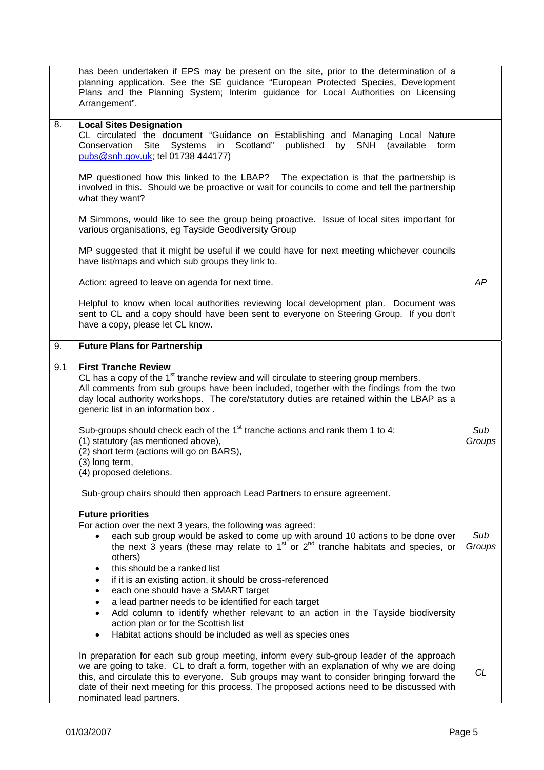|  |  |  |
|---|---|---|
|  | has been undertaken if EPS may be present on the site, prior to the determination of a planning application. See the SE guidance "European Protected Species, Development Plans and the Planning System; Interim guidance for Local Authorities on Licensing Arrangement". |  |
| 8. | **Local Sites Designation**<br>CL circulated the document "Guidance on Establishing and Managing Local Nature Conservation Site Systems in Scotland" published by SNH (available form pubs@snh.gov.uk; tel 01738 444177)<br><br>MP questioned how this linked to the LBAP? The expectation is that the partnership is involved in this. Should we be proactive or wait for councils to come and tell the partnership what they want?<br><br>M Simmons, would like to see the group being proactive. Issue of local sites important for various organisations, eg Tayside Geodiversity Group<br><br>MP suggested that it might be useful if we could have for next meeting whichever councils have list/maps and which sub groups they link to.<br><br>Action: agreed to leave on agenda for next time.<br><br>Helpful to know when local authorities reviewing local development plan. Document was sent to CL and a copy should have been sent to everyone on Steering Group. If you don't have a copy, please let CL know. | *AP* |
| 9. | **Future Plans for Partnership** |  |
| 9.1 | **First Tranche Review**<br>CL has a copy of the 1st tranche review and will circulate to steering group members. All comments from sub groups have been included, together with the findings from the two day local authority workshops. The core/statutory duties are retained within the LBAP as a generic list in an information box .<br><br>Sub-groups should check each of the 1st tranche actions and rank them 1 to 4:<br>(1) statutory (as mentioned above),<br>(2) short term (actions will go on BARS),<br>(3) long term,<br>(4) proposed deletions.<br><br>Sub-group chairs should then approach Lead Partners to ensure agreement.<br><br>**Future priorities**<br>For action over the next 3 years, the following was agreed:<br>• each sub group would be asked to come up with around 10 actions to be done over the next 3 years (these may relate to 1st or 2nd tranche habitats and species, or others)<br>• this should be a ranked list<br>• if it is an existing action, it should be cross-referenced<br>• each one should have a SMART target<br>• a lead partner needs to be identified for each target<br>• Add column to identify whether relevant to an action in the Tayside biodiversity action plan or for the Scottish list<br>• Habitat actions should be included as well as species ones<br><br>In preparation for each sub group meeting, inform every sub-group leader of the approach we are going to take. CL to draft a form, together with an explanation of why we are doing this, and circulate this to everyone. Sub groups may want to consider bringing forward the date of their next meeting for this process. The proposed actions need to be discussed with nominated lead partners. | *Sub Groups*<br><br>*Sub Groups*<br><br>*CL* |

01/03/2007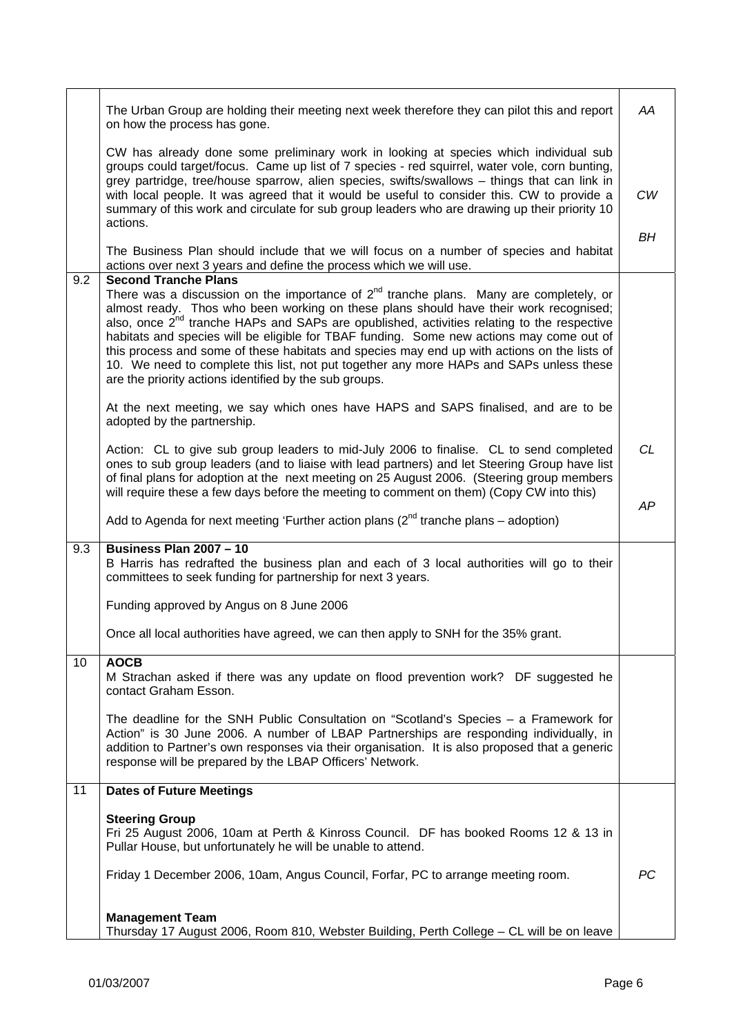| | | |
|---|---|---|
| | The Urban Group are holding their meeting next week therefore they can pilot this and report on how the process has gone.<br><br>CW has already done some preliminary work in looking at species which individual sub groups could target/focus. Came up list of 7 species - red squirrel, water vole, corn bunting, grey partridge, tree/house sparrow, alien species, swifts/swallows – things that can link in with local people. It was agreed that it would be useful to consider this. CW to provide a summary of this work and circulate for sub group leaders who are drawing up their priority 10 actions.<br><br>The Business Plan should include that we will focus on a number of species and habitat actions over next 3 years and define the process which we will use. | *AA*<br><br><br><br>*CW*<br><br>*BH* |
| 9.2 | **Second Tranche Plans**<br>There was a discussion on the importance of 2nd tranche plans. Many are completely, or almost ready. Thos who been working on these plans should have their work recognised; also, once 2nd tranche HAPs and SAPs are opublished, activities relating to the respective habitats and species will be eligible for TBAF funding. Some new actions may come out of this process and some of these habitats and species may end up with actions on the lists of 10. We need to complete this list, not put together any more HAPs and SAPs unless these are the priority actions identified by the sub groups.<br><br>At the next meeting, we say which ones have HAPS and SAPS finalised, and are to be adopted by the partnership.<br><br>Action: CL to give sub group leaders to mid-July 2006 to finalise. CL to send completed ones to sub group leaders (and to liaise with lead partners) and let Steering Group have list of final plans for adoption at the next meeting on 25 August 2006. (Steering group members will require these a few days before the meeting to comment on them) (Copy CW into this)<br><br>Add to Agenda for next meeting 'Further action plans (2nd tranche plans – adoption) | <br><br><br><br><br><br><br><br>*CL*<br><br>*AP* |
| 9.3 | **Business Plan 2007 – 10**<br>B Harris has redrafted the business plan and each of 3 local authorities will go to their committees to seek funding for partnership for next 3 years.<br><br>Funding approved by Angus on 8 June 2006<br><br>Once all local authorities have agreed, we can then apply to SNH for the 35% grant. | |
| 10 | **AOCB**<br>M Strachan asked if there was any update on flood prevention work? DF suggested he contact Graham Esson.<br><br>The deadline for the SNH Public Consultation on "Scotland's Species – a Framework for Action" is 30 June 2006. A number of LBAP Partnerships are responding individually, in addition to Partner's own responses via their organisation. It is also proposed that a generic response will be prepared by the LBAP Officers' Network. | |
| 11 | **Dates of Future Meetings**<br><br>**Steering Group**<br>Fri 25 August 2006, 10am at Perth & Kinross Council. DF has booked Rooms 12 & 13 in Pullar House, but unfortunately he will be unable to attend.<br><br>Friday 1 December 2006, 10am, Angus Council, Forfar, PC to arrange meeting room.<br><br>**Management Team**<br>Thursday 17 August 2006, Room 810, Webster Building, Perth College – CL will be on leave | <br><br><br><br><br>*PC* |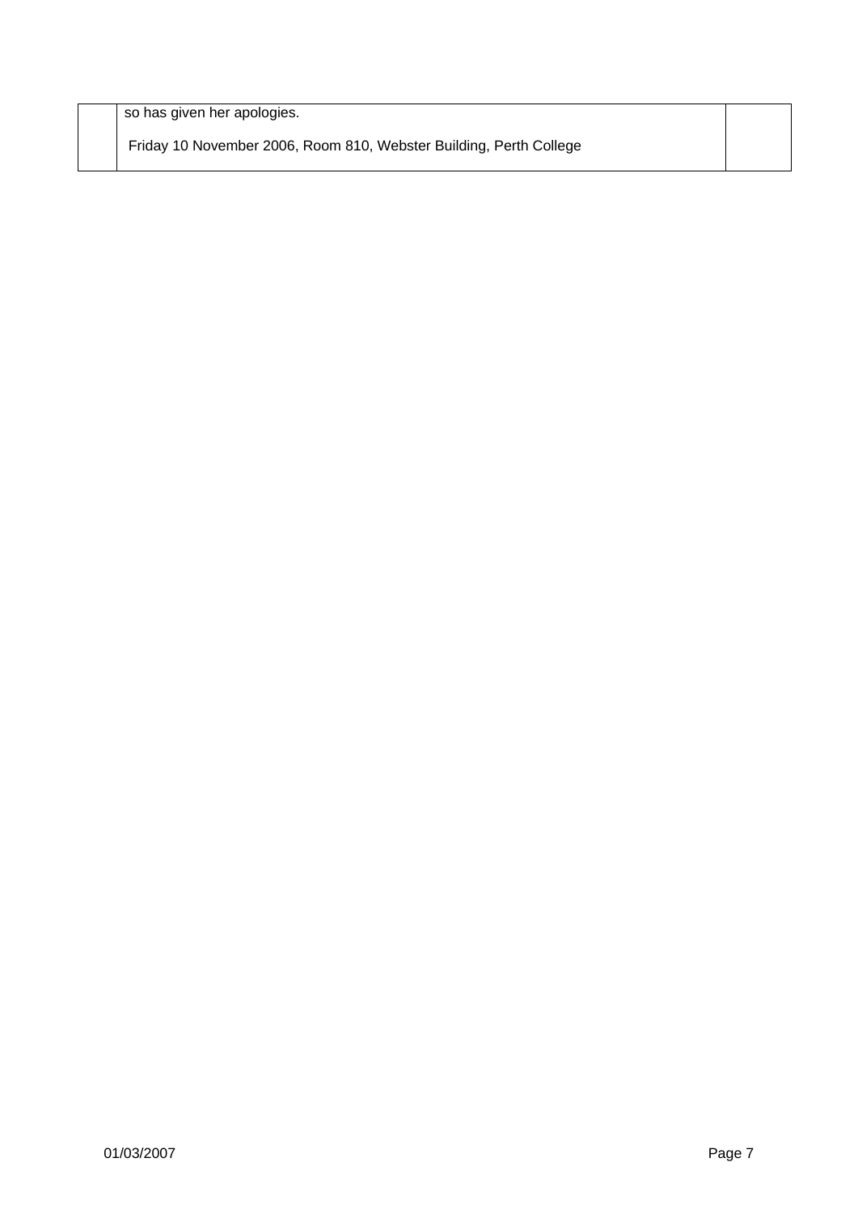| | | |
|---|---|---|
| | so has given her apologies.<br><br>Friday 10 November 2006, Room 810, Webster Building, Perth College | |